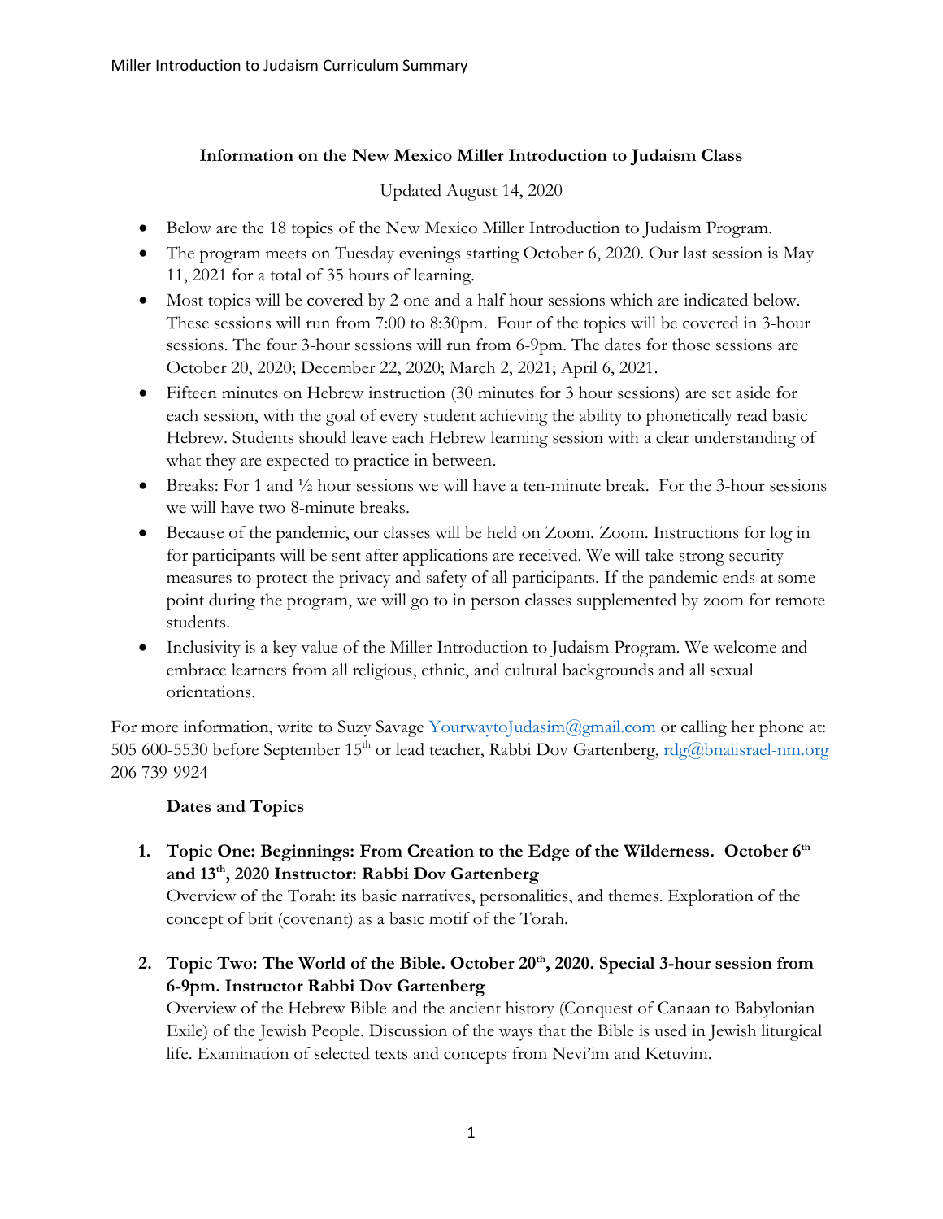**Information on the New Mexico Miller Introduction to Judaism Class**

Updated August 14, 2020

- Below are the 18 topics of the New Mexico Miller Introduction to Judaism Program.
- The program meets on Tuesday evenings starting October 6, 2020. Our last session is May 11, 2021 for a total of 35 hours of learning.
- Most topics will be covered by 2 one and a half hour sessions which are indicated below. These sessions will run from 7:00 to 8:30pm. Four of the topics will be covered in 3-hour sessions. The four 3-hour sessions will run from 6-9pm. The dates for those sessions are October 20, 2020; December 22, 2020; March 2, 2021; April 6, 2021.
- Fifteen minutes on Hebrew instruction (30 minutes for 3 hour sessions) are set aside for each session, with the goal of every student achieving the ability to phonetically read basic Hebrew. Students should leave each Hebrew learning session with a clear understanding of what they are expected to practice in between.
- Breaks: For 1 and ½ hour sessions we will have a ten-minute break. For the 3-hour sessions we will have two 8-minute breaks.
- Because of the pandemic, our classes will be held on Zoom. Zoom. Instructions for log in for participants will be sent after applications are received. We will take strong security measures to protect the privacy and safety of all participants. If the pandemic ends at some point during the program, we will go to in person classes supplemented by zoom for remote students.
- Inclusivity is a key value of the Miller Introduction to Judaism Program. We welcome and embrace learners from all religious, ethnic, and cultural backgrounds and all sexual orientations.

For more information, write to Suzy Savage YourwaytoJudasim@gmail.com or calling her phone at: 505 600-5530 before September 15th or lead teacher, Rabbi Dov Gartenberg, rdg@bnaiisrael-nm.org 206 739-9924

**Dates and Topics**

1. **Topic One: Beginnings: From Creation to the Edge of the Wilderness. October 6th and 13th, 2020 Instructor: Rabbi Dov Gartenberg**
   Overview of the Torah: its basic narratives, personalities, and themes. Exploration of the concept of brit (covenant) as a basic motif of the Torah.

2. **Topic Two: The World of the Bible. October 20th, 2020. Special 3-hour session from 6-9pm. Instructor Rabbi Dov Gartenberg**
   Overview of the Hebrew Bible and the ancient history (Conquest of Canaan to Babylonian Exile) of the Jewish People. Discussion of the ways that the Bible is used in Jewish liturgical life. Examination of selected texts and concepts from Nevi'im and Ketuvim.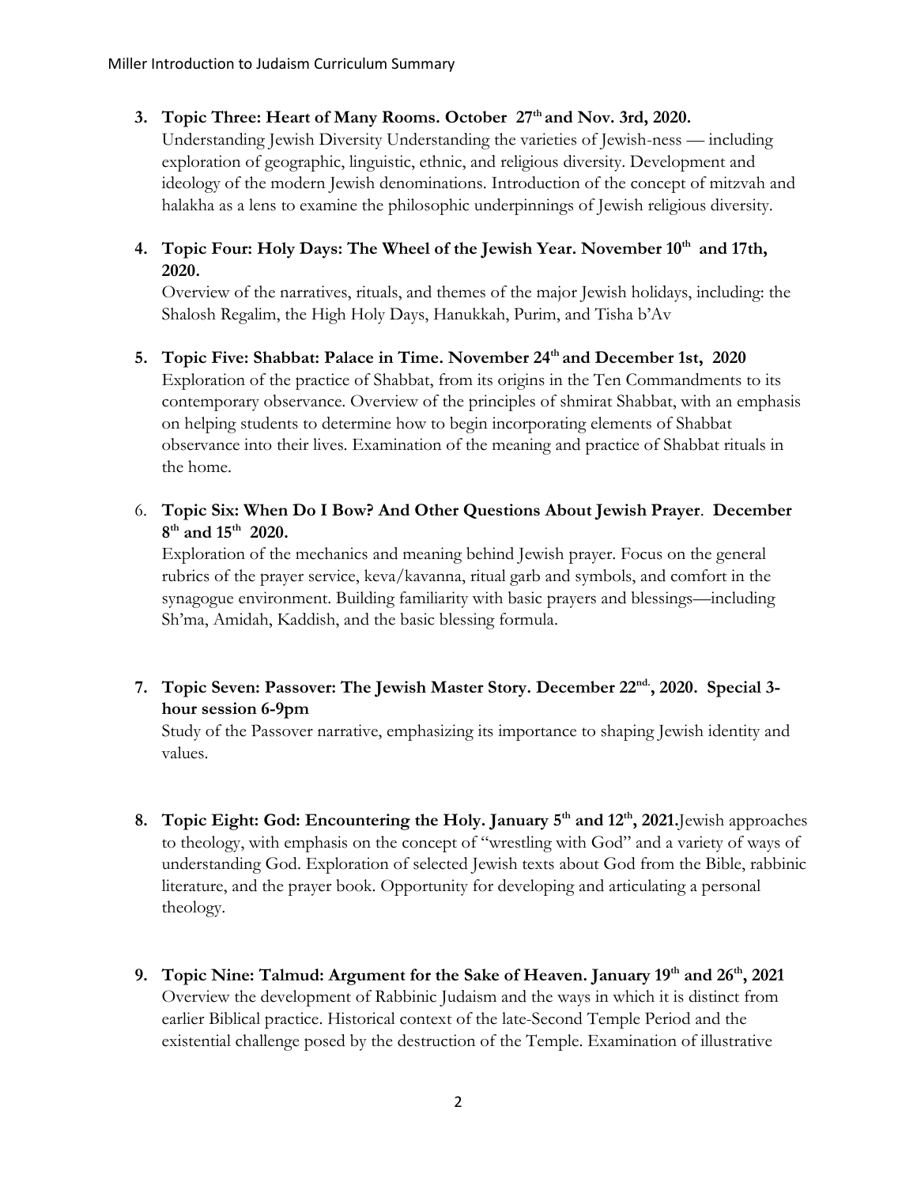3. **Topic Three: Heart of Many Rooms. October 27th and Nov. 3rd, 2020.**
   Understanding Jewish Diversity Understanding the varieties of Jewish-ness — including exploration of geographic, linguistic, ethnic, and religious diversity. Development and ideology of the modern Jewish denominations. Introduction of the concept of mitzvah and halakha as a lens to examine the philosophic underpinnings of Jewish religious diversity.

4. **Topic Four: Holy Days: The Wheel of the Jewish Year. November 10th and 17th, 2020.**
   Overview of the narratives, rituals, and themes of the major Jewish holidays, including: the Shalosh Regalim, the High Holy Days, Hanukkah, Purim, and Tisha b'Av

5. **Topic Five: Shabbat: Palace in Time. November 24th and December 1st, 2020**
   Exploration of the practice of Shabbat, from its origins in the Ten Commandments to its contemporary observance. Overview of the principles of shmirat Shabbat, with an emphasis on helping students to determine how to begin incorporating elements of Shabbat observance into their lives. Examination of the meaning and practice of Shabbat rituals in the home.

6. **Topic Six: When Do I Bow? And Other Questions About Jewish Prayer. December 8th and 15th 2020.**
   Exploration of the mechanics and meaning behind Jewish prayer. Focus on the general rubrics of the prayer service, keva/kavanna, ritual garb and symbols, and comfort in the synagogue environment. Building familiarity with basic prayers and blessings—including Sh'ma, Amidah, Kaddish, and the basic blessing formula.

7. **Topic Seven: Passover: The Jewish Master Story. December 22nd., 2020. Special 3-hour session 6-9pm**
   Study of the Passover narrative, emphasizing its importance to shaping Jewish identity and values.

8. **Topic Eight: God: Encountering the Holy. January 5th and 12th, 2021.** Jewish approaches to theology, with emphasis on the concept of "wrestling with God" and a variety of ways of understanding God. Exploration of selected Jewish texts about God from the Bible, rabbinic literature, and the prayer book. Opportunity for developing and articulating a personal theology.

9. **Topic Nine: Talmud: Argument for the Sake of Heaven. January 19th and 26th, 2021**
   Overview the development of Rabbinic Judaism and the ways in which it is distinct from earlier Biblical practice. Historical context of the late-Second Temple Period and the existential challenge posed by the destruction of the Temple. Examination of illustrative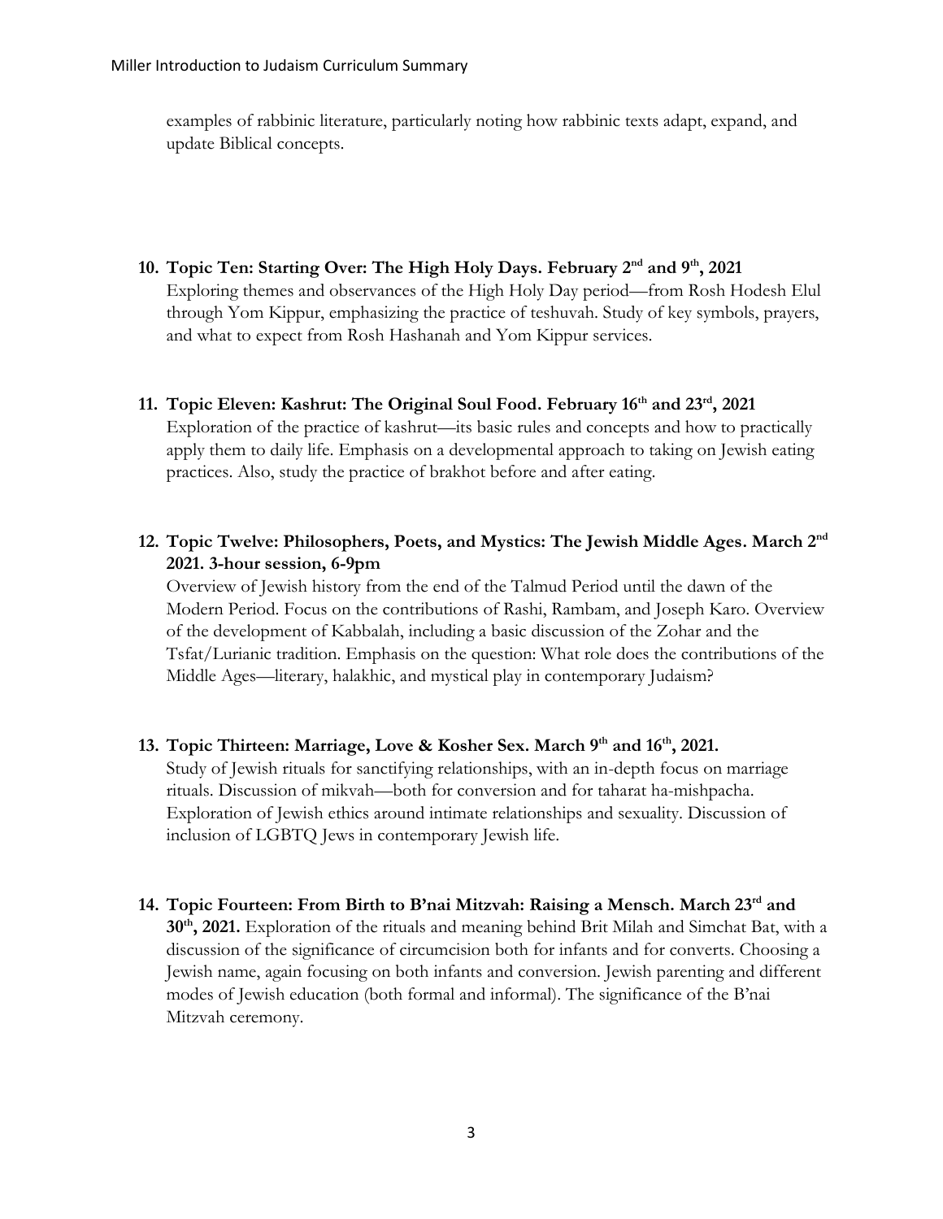examples of rabbinic literature, particularly noting how rabbinic texts adapt, expand, and update Biblical concepts.

10. **Topic Ten: Starting Over: The High Holy Days. February 2nd and 9th, 2021**
    Exploring themes and observances of the High Holy Day period—from Rosh Hodesh Elul through Yom Kippur, emphasizing the practice of teshuvah. Study of key symbols, prayers, and what to expect from Rosh Hashanah and Yom Kippur services.

11. **Topic Eleven: Kashrut: The Original Soul Food. February 16th and 23rd, 2021**
    Exploration of the practice of kashrut—its basic rules and concepts and how to practically apply them to daily life. Emphasis on a developmental approach to taking on Jewish eating practices. Also, study the practice of brakhot before and after eating.

12. **Topic Twelve: Philosophers, Poets, and Mystics: The Jewish Middle Ages. March 2nd 2021. 3-hour session, 6-9pm**
    Overview of Jewish history from the end of the Talmud Period until the dawn of the Modern Period. Focus on the contributions of Rashi, Rambam, and Joseph Karo. Overview of the development of Kabbalah, including a basic discussion of the Zohar and the Tsfat/Lurianic tradition. Emphasis on the question: What role does the contributions of the Middle Ages—literary, halakhic, and mystical play in contemporary Judaism?

13. **Topic Thirteen: Marriage, Love & Kosher Sex. March 9th and 16th, 2021.**
    Study of Jewish rituals for sanctifying relationships, with an in-depth focus on marriage rituals. Discussion of mikvah—both for conversion and for taharat ha-mishpacha. Exploration of Jewish ethics around intimate relationships and sexuality. Discussion of inclusion of LGBTQ Jews in contemporary Jewish life.

14. **Topic Fourteen: From Birth to B'nai Mitzvah: Raising a Mensch. March 23rd and 30th, 2021.** Exploration of the rituals and meaning behind Brit Milah and Simchat Bat, with a discussion of the significance of circumcision both for infants and for converts. Choosing a Jewish name, again focusing on both infants and conversion. Jewish parenting and different modes of Jewish education (both formal and informal). The significance of the B'nai Mitzvah ceremony.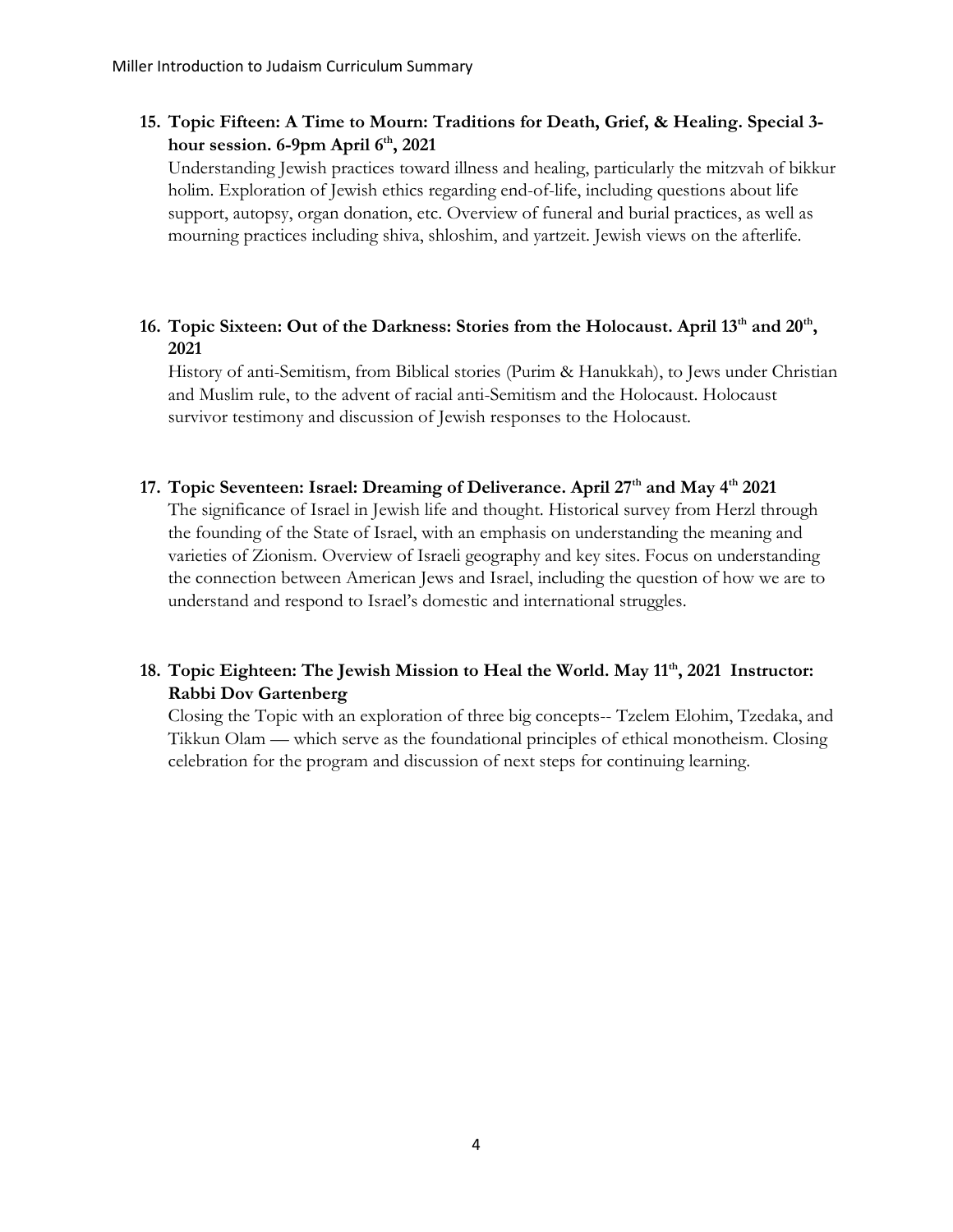15. **Topic Fifteen: A Time to Mourn: Traditions for Death, Grief, & Healing. Special 3-hour session. 6-9pm April 6th, 2021**

    Understanding Jewish practices toward illness and healing, particularly the mitzvah of bikkur holim. Exploration of Jewish ethics regarding end-of-life, including questions about life support, autopsy, organ donation, etc. Overview of funeral and burial practices, as well as mourning practices including shiva, shloshim, and yartzeit. Jewish views on the afterlife.

16. **Topic Sixteen: Out of the Darkness: Stories from the Holocaust. April 13th and 20th, 2021**

    History of anti-Semitism, from Biblical stories (Purim & Hanukkah), to Jews under Christian and Muslim rule, to the advent of racial anti-Semitism and the Holocaust. Holocaust survivor testimony and discussion of Jewish responses to the Holocaust.

17. **Topic Seventeen: Israel: Dreaming of Deliverance. April 27th and May 4th 2021**

    The significance of Israel in Jewish life and thought. Historical survey from Herzl through the founding of the State of Israel, with an emphasis on understanding the meaning and varieties of Zionism. Overview of Israeli geography and key sites. Focus on understanding the connection between American Jews and Israel, including the question of how we are to understand and respond to Israel's domestic and international struggles.

18. **Topic Eighteen: The Jewish Mission to Heal the World. May 11th, 2021 Instructor: Rabbi Dov Gartenberg**

    Closing the Topic with an exploration of three big concepts-- Tzelem Elohim, Tzedaka, and Tikkun Olam — which serve as the foundational principles of ethical monotheism. Closing celebration for the program and discussion of next steps for continuing learning.